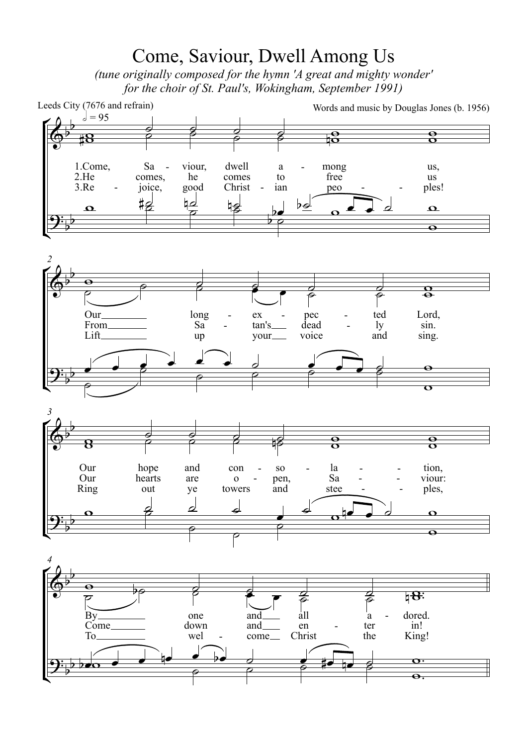# Come, Saviour, Dwell Among Us

*(tune originally composed for the hymn 'A great and mighty wonder' for the choir of St. Paul's, Wokingham, September 1991)*

Leeds City (7676 and refrain)

Words and music by Douglas Jones (b. 1956)

𝅗𝅥 = 95

1.Come, Sa - viour, dwell a - mong us,
2.He comes, he comes to free us
3.Re - joice, good Christ - ian peo - - ples!

Our long - ex - pec - ted Lord,
From Sa - tan's dead - ly sin.
Lift up your voice and sing.

Our hope and con - so - la - - tion,
Our hearts are o - pen, Sa - - viour:
Ring out ye towers and stee - - ples,

By one and all a - dored.
Come down and en - ter in!
To wel - come Christ the King!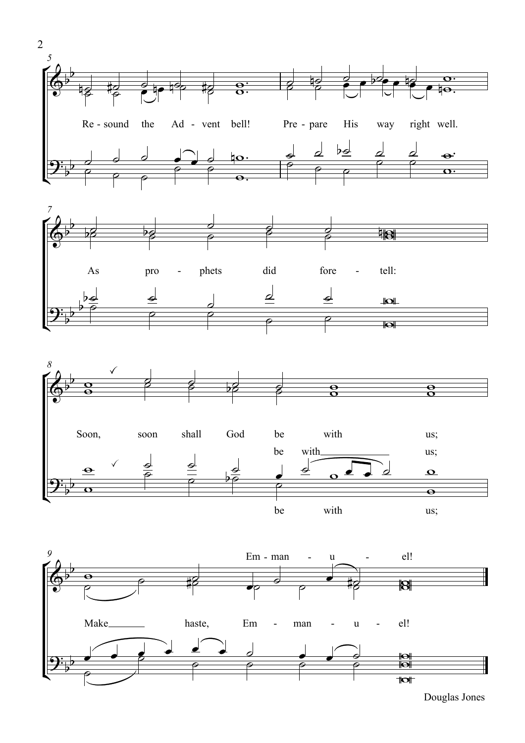Re - sound the Ad - vent bell! Pre - pare His way right well.

As pro - phets did fore - tell:

Soon, soon shall God be with us;

be with us;

be with us;

Em - man - u - el!

Make haste, Em - man - u - el!

Douglas Jones